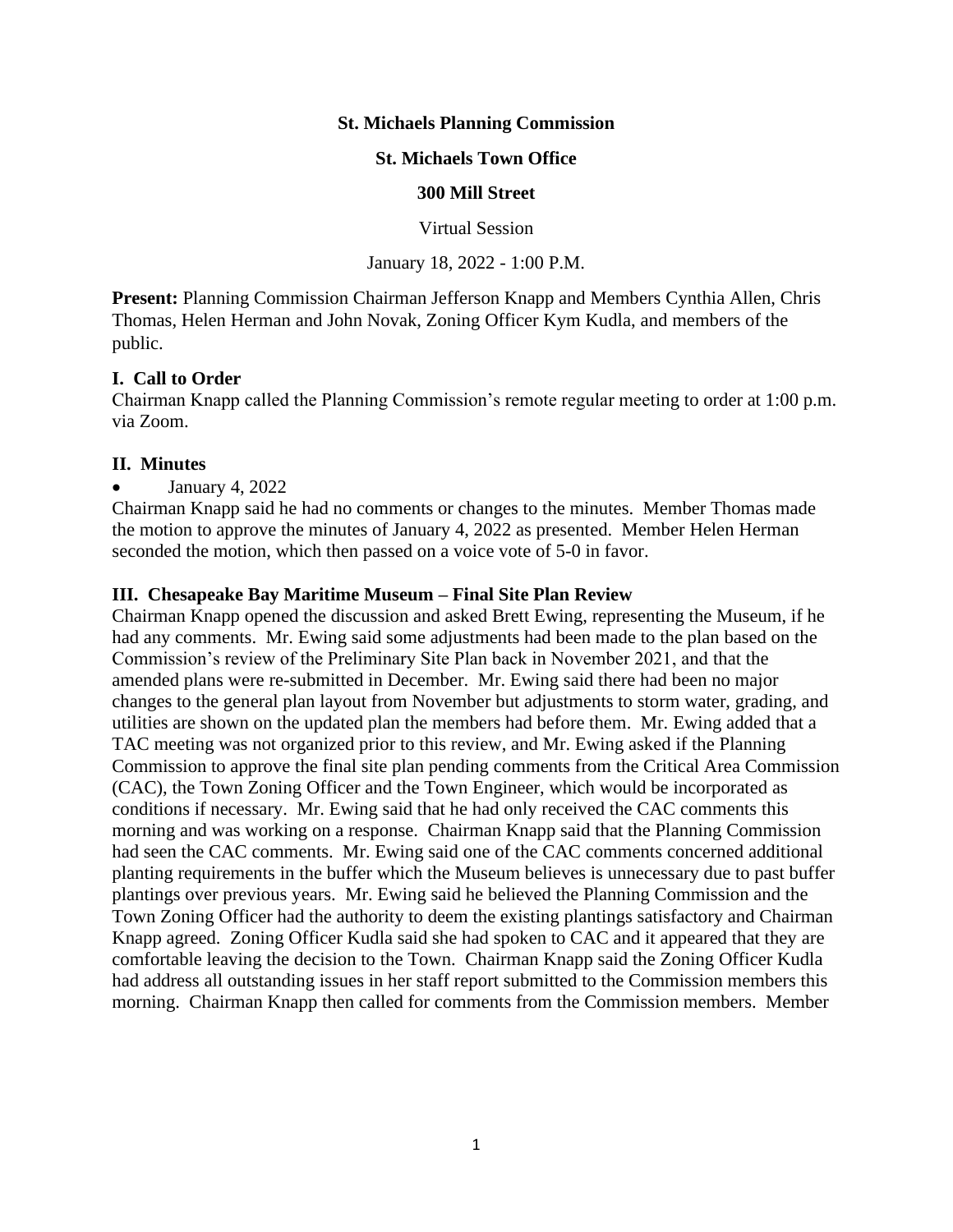**St. Michaels Planning Commission**

**St. Michaels Town Office**

**300 Mill Street**

Virtual Session

January 18, 2022 - 1:00 P.M.

**Present:** Planning Commission Chairman Jefferson Knapp and Members Cynthia Allen, Chris Thomas, Helen Herman and John Novak, Zoning Officer Kym Kudla, and members of the public.

## I. Call to Order

Chairman Knapp called the Planning Commission's remote regular meeting to order at 1:00 p.m. via Zoom.

## II. Minutes

- January 4, 2022

Chairman Knapp said he had no comments or changes to the minutes. Member Thomas made the motion to approve the minutes of January 4, 2022 as presented. Member Helen Herman seconded the motion, which then passed on a voice vote of 5-0 in favor.

## III. Chesapeake Bay Maritime Museum – Final Site Plan Review

Chairman Knapp opened the discussion and asked Brett Ewing, representing the Museum, if he had any comments. Mr. Ewing said some adjustments had been made to the plan based on the Commission's review of the Preliminary Site Plan back in November 2021, and that the amended plans were re-submitted in December. Mr. Ewing said there had been no major changes to the general plan layout from November but adjustments to storm water, grading, and utilities are shown on the updated plan the members had before them. Mr. Ewing added that a TAC meeting was not organized prior to this review, and Mr. Ewing asked if the Planning Commission to approve the final site plan pending comments from the Critical Area Commission (CAC), the Town Zoning Officer and the Town Engineer, which would be incorporated as conditions if necessary. Mr. Ewing said that he had only received the CAC comments this morning and was working on a response. Chairman Knapp said that the Planning Commission had seen the CAC comments. Mr. Ewing said one of the CAC comments concerned additional planting requirements in the buffer which the Museum believes is unnecessary due to past buffer plantings over previous years. Mr. Ewing said he believed the Planning Commission and the Town Zoning Officer had the authority to deem the existing plantings satisfactory and Chairman Knapp agreed. Zoning Officer Kudla said she had spoken to CAC and it appeared that they are comfortable leaving the decision to the Town. Chairman Knapp said the Zoning Officer Kudla had address all outstanding issues in her staff report submitted to the Commission members this morning. Chairman Knapp then called for comments from the Commission members. Member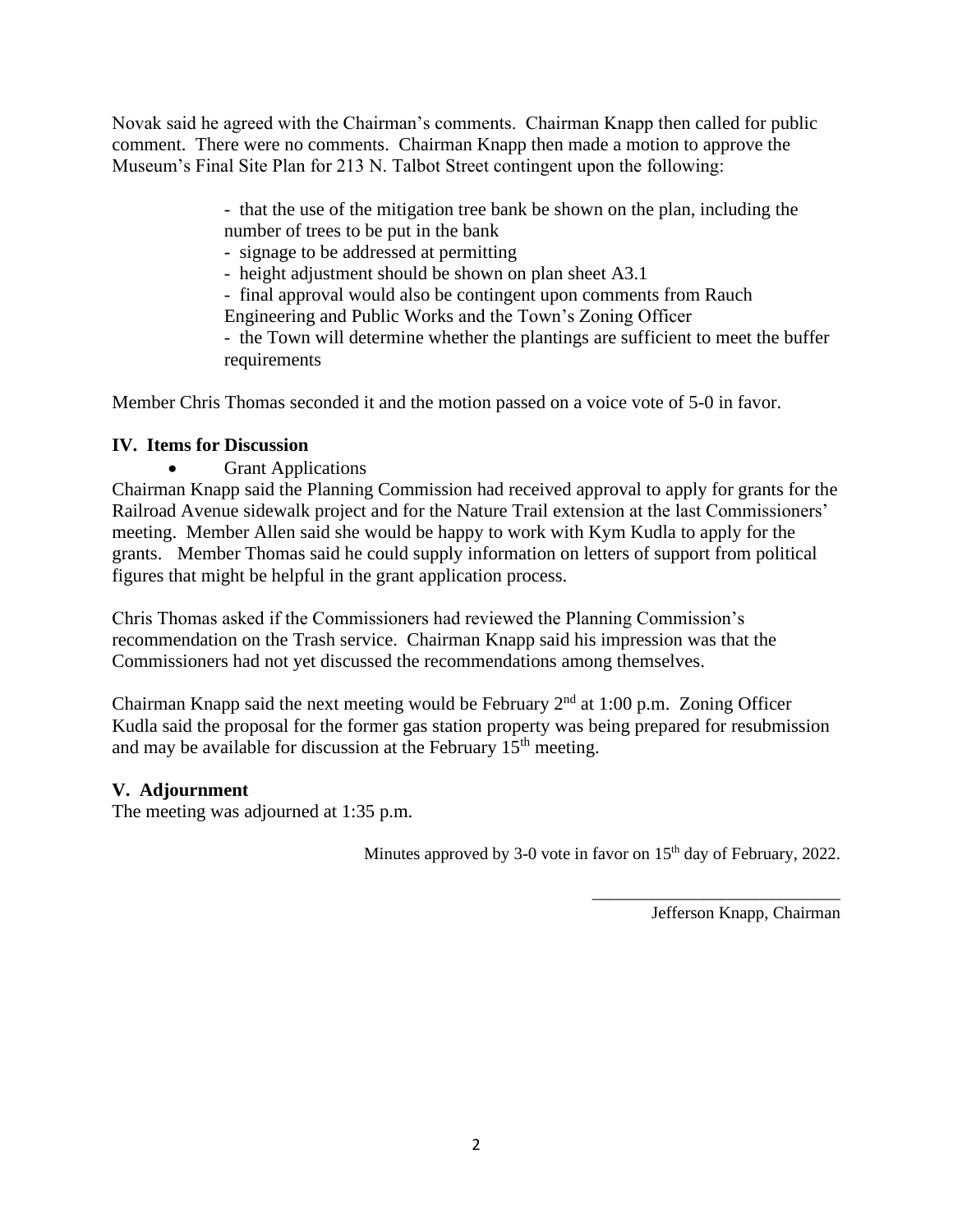Novak said he agreed with the Chairman's comments. Chairman Knapp then called for public comment. There were no comments. Chairman Knapp then made a motion to approve the Museum's Final Site Plan for 213 N. Talbot Street contingent upon the following:

- that the use of the mitigation tree bank be shown on the plan, including the number of trees to be put in the bank
- signage to be addressed at permitting
- height adjustment should be shown on plan sheet A3.1
- final approval would also be contingent upon comments from Rauch Engineering and Public Works and the Town's Zoning Officer
- the Town will determine whether the plantings are sufficient to meet the buffer requirements

Member Chris Thomas seconded it and the motion passed on a voice vote of 5-0 in favor.

## IV. Items for Discussion

- Grant Applications

Chairman Knapp said the Planning Commission had received approval to apply for grants for the Railroad Avenue sidewalk project and for the Nature Trail extension at the last Commissioners' meeting. Member Allen said she would be happy to work with Kym Kudla to apply for the grants. Member Thomas said he could supply information on letters of support from political figures that might be helpful in the grant application process.

Chris Thomas asked if the Commissioners had reviewed the Planning Commission's recommendation on the Trash service. Chairman Knapp said his impression was that the Commissioners had not yet discussed the recommendations among themselves.

Chairman Knapp said the next meeting would be February 2nd at 1:00 p.m. Zoning Officer Kudla said the proposal for the former gas station property was being prepared for resubmission and may be available for discussion at the February 15th meeting.

## V. Adjournment

The meeting was adjourned at 1:35 p.m.

Minutes approved by 3-0 vote in favor on 15th day of February, 2022.

\_\_\_\_\_\_\_\_\_\_\_\_\_\_\_\_\_\_\_\_\_\_\_\_\_\_\_\_

Jefferson Knapp, Chairman